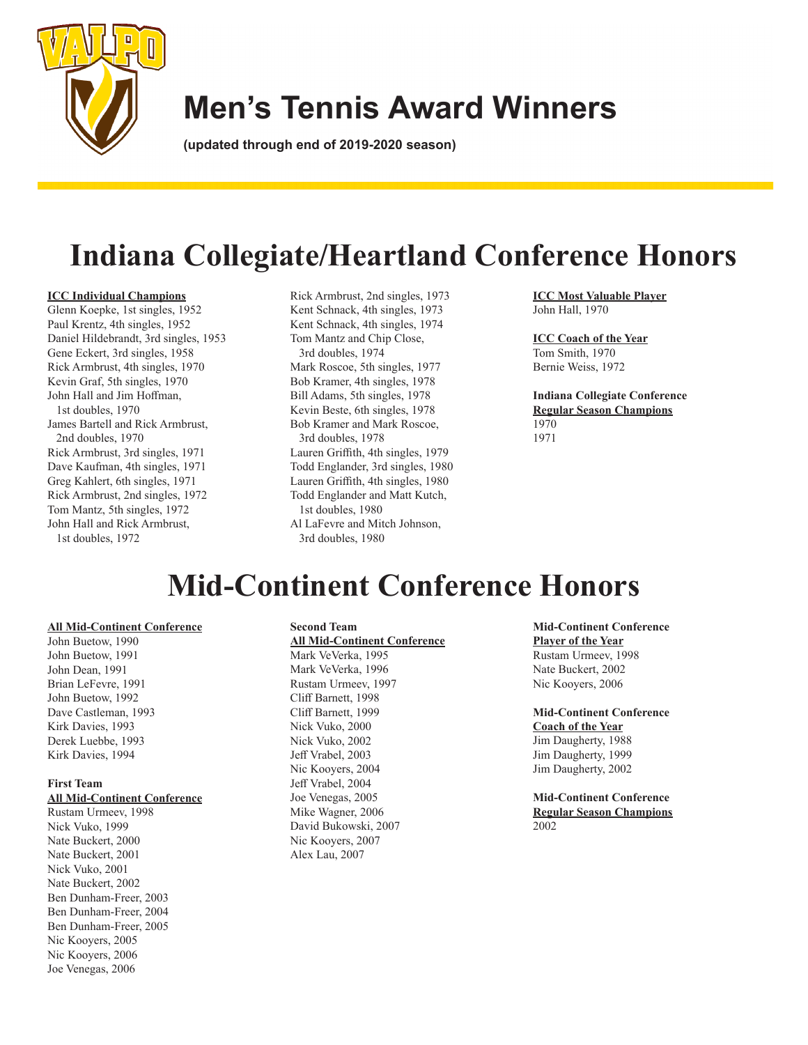# Men's Tennis Award Winners

**(updated through end of 2019-2020 season)**

## Indiana Collegiate/Heartland Conference Honors

**ICC Individual Champions**

Glenn Koepke, 1st singles, 1952
Paul Krentz, 4th singles, 1952
Daniel Hildebrandt, 3rd singles, 1953
Gene Eckert, 3rd singles, 1958
Rick Armbrust, 4th singles, 1970
Kevin Graf, 5th singles, 1970
John Hall and Jim Hoffman, 1st doubles, 1970
James Bartell and Rick Armbrust, 2nd doubles, 1970
Rick Armbrust, 3rd singles, 1971
Dave Kaufman, 4th singles, 1971
Greg Kahlert, 6th singles, 1971
Rick Armbrust, 2nd singles, 1972
Tom Mantz, 5th singles, 1972
John Hall and Rick Armbrust, 1st doubles, 1972
Rick Armbrust, 2nd singles, 1973
Kent Schnack, 4th singles, 1973
Kent Schnack, 4th singles, 1974
Tom Mantz and Chip Close, 3rd doubles, 1974
Mark Roscoe, 5th singles, 1977
Bob Kramer, 4th singles, 1978
Bill Adams, 5th singles, 1978
Kevin Beste, 6th singles, 1978
Bob Kramer and Mark Roscoe, 3rd doubles, 1978
Lauren Griffith, 4th singles, 1979
Todd Englander, 3rd singles, 1980
Lauren Griffith, 4th singles, 1980
Todd Englander and Matt Kutch, 1st doubles, 1980
Al LaFevre and Mitch Johnson, 3rd doubles, 1980

**ICC Most Valuable Player**

John Hall, 1970

**ICC Coach of the Year**

Tom Smith, 1970
Bernie Weiss, 1972

**Indiana Collegiate Conference Regular Season Champions**

1970
1971

## Mid-Continent Conference Honors

**All Mid-Continent Conference**

John Buetow, 1990
John Buetow, 1991
John Dean, 1991
Brian LeFevre, 1991
John Buetow, 1992
Dave Castleman, 1993
Kirk Davies, 1993
Derek Luebbe, 1993
Kirk Davies, 1994

**First Team All Mid-Continent Conference**

Rustam Urmeev, 1998
Nick Vuko, 1999
Nate Buckert, 2000
Nate Buckert, 2001
Nick Vuko, 2001
Nate Buckert, 2002
Ben Dunham-Freer, 2003
Ben Dunham-Freer, 2004
Ben Dunham-Freer, 2005
Nic Kooyers, 2005
Nic Kooyers, 2006
Joe Venegas, 2006

**Second Team All Mid-Continent Conference**

Mark VeVerka, 1995
Mark VeVerka, 1996
Rustam Urmeev, 1997
Cliff Barnett, 1998
Cliff Barnett, 1999
Nick Vuko, 2000
Nick Vuko, 2002
Jeff Vrabel, 2003
Nic Kooyers, 2004
Jeff Vrabel, 2004
Joe Venegas, 2005
Mike Wagner, 2006
David Bukowski, 2007
Nic Kooyers, 2007
Alex Lau, 2007

**Mid-Continent Conference Player of the Year**

Rustam Urmeev, 1998
Nate Buckert, 2002
Nic Kooyers, 2006

**Mid-Continent Conference Coach of the Year**

Jim Daugherty, 1988
Jim Daugherty, 1999
Jim Daugherty, 2002

**Mid-Continent Conference Regular Season Champions**

2002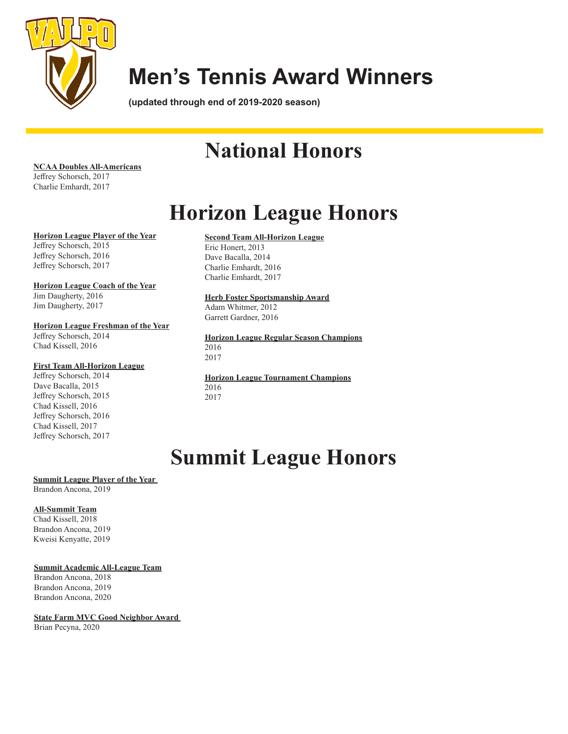# Men's Tennis Award Winners

**(updated through end of 2019-2020 season)**

## National Honors

**NCAA Doubles All-Americans**
Jeffrey Schorsch, 2017
Charlie Emhardt, 2017

## Horizon League Honors

**Horizon League Player of the Year**
Jeffrey Schorsch, 2015
Jeffrey Schorsch, 2016
Jeffrey Schorsch, 2017

**Horizon League Coach of the Year**
Jim Daugherty, 2016
Jim Daugherty, 2017

**Horizon League Freshman of the Year**
Jeffrey Schorsch, 2014
Chad Kissell, 2016

**First Team All-Horizon League**
Jeffrey Schorsch, 2014
Dave Bacalla, 2015
Jeffrey Schorsch, 2015
Chad Kissell, 2016
Jeffrey Schorsch, 2016
Chad Kissell, 2017
Jeffrey Schorsch, 2017

**Second Team All-Horizon League**
Eric Honert, 2013
Dave Bacalla, 2014
Charlie Emhardt, 2016
Charlie Emhardt, 2017

**Herb Foster Sportsmanship Award**
Adam Whitmer, 2012
Garrett Gardner, 2016

**Horizon League Regular Season Champions**
2016
2017

**Horizon League Tournament Champions**
2016
2017

## Summit League Honors

**Summit League Player of the Year**
Brandon Ancona, 2019

**All-Summit Team**
Chad Kissell, 2018
Brandon Ancona, 2019
Kweisi Kenyatte, 2019

**Summit Academic All-League Team**
Brandon Ancona, 2018
Brandon Ancona, 2019
Brandon Ancona, 2020

**State Farm MVC Good Neighbor Award**
Brian Pecyna, 2020